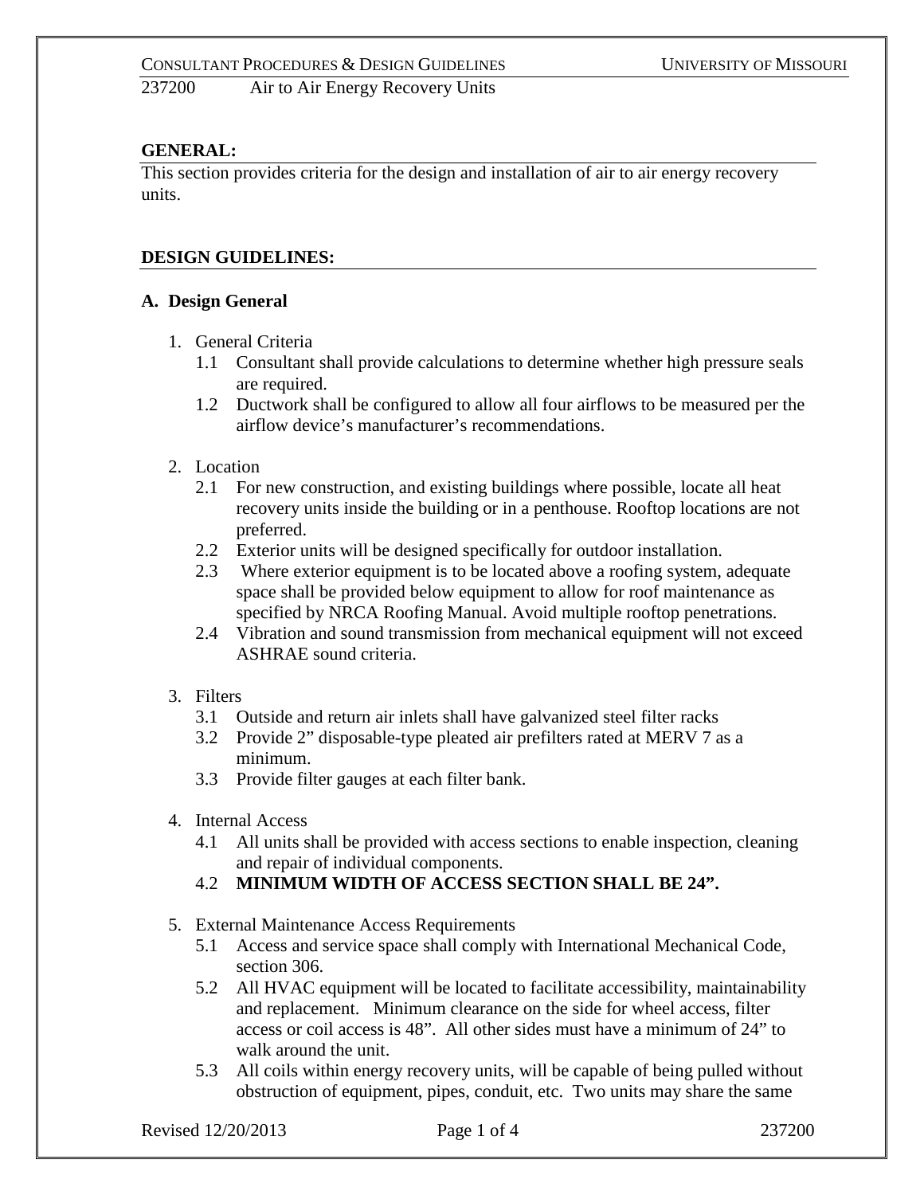237200 Air to Air Energy Recovery Units

## GENERAL:

This section provides criteria for the design and installation of air to air energy recovery units.

## DESIGN GUIDELINES:

### A. Design General

1. General Criteria
   - 1.1 Consultant shall provide calculations to determine whether high pressure seals are required.
   - 1.2 Ductwork shall be configured to allow all four airflows to be measured per the airflow device's manufacturer's recommendations.

2. Location
   - 2.1 For new construction, and existing buildings where possible, locate all heat recovery units inside the building or in a penthouse. Rooftop locations are not preferred.
   - 2.2 Exterior units will be designed specifically for outdoor installation.
   - 2.3 Where exterior equipment is to be located above a roofing system, adequate space shall be provided below equipment to allow for roof maintenance as specified by NRCA Roofing Manual. Avoid multiple rooftop penetrations.
   - 2.4 Vibration and sound transmission from mechanical equipment will not exceed ASHRAE sound criteria.

3. Filters
   - 3.1 Outside and return air inlets shall have galvanized steel filter racks
   - 3.2 Provide 2" disposable-type pleated air prefilters rated at MERV 7 as a minimum.
   - 3.3 Provide filter gauges at each filter bank.

4. Internal Access
   - 4.1 All units shall be provided with access sections to enable inspection, cleaning and repair of individual components.
   - 4.2 **MINIMUM WIDTH OF ACCESS SECTION SHALL BE 24".**

5. External Maintenance Access Requirements
   - 5.1 Access and service space shall comply with International Mechanical Code, section 306.
   - 5.2 All HVAC equipment will be located to facilitate accessibility, maintainability and replacement. Minimum clearance on the side for wheel access, filter access or coil access is 48". All other sides must have a minimum of 24" to walk around the unit.
   - 5.3 All coils within energy recovery units, will be capable of being pulled without obstruction of equipment, pipes, conduit, etc. Two units may share the same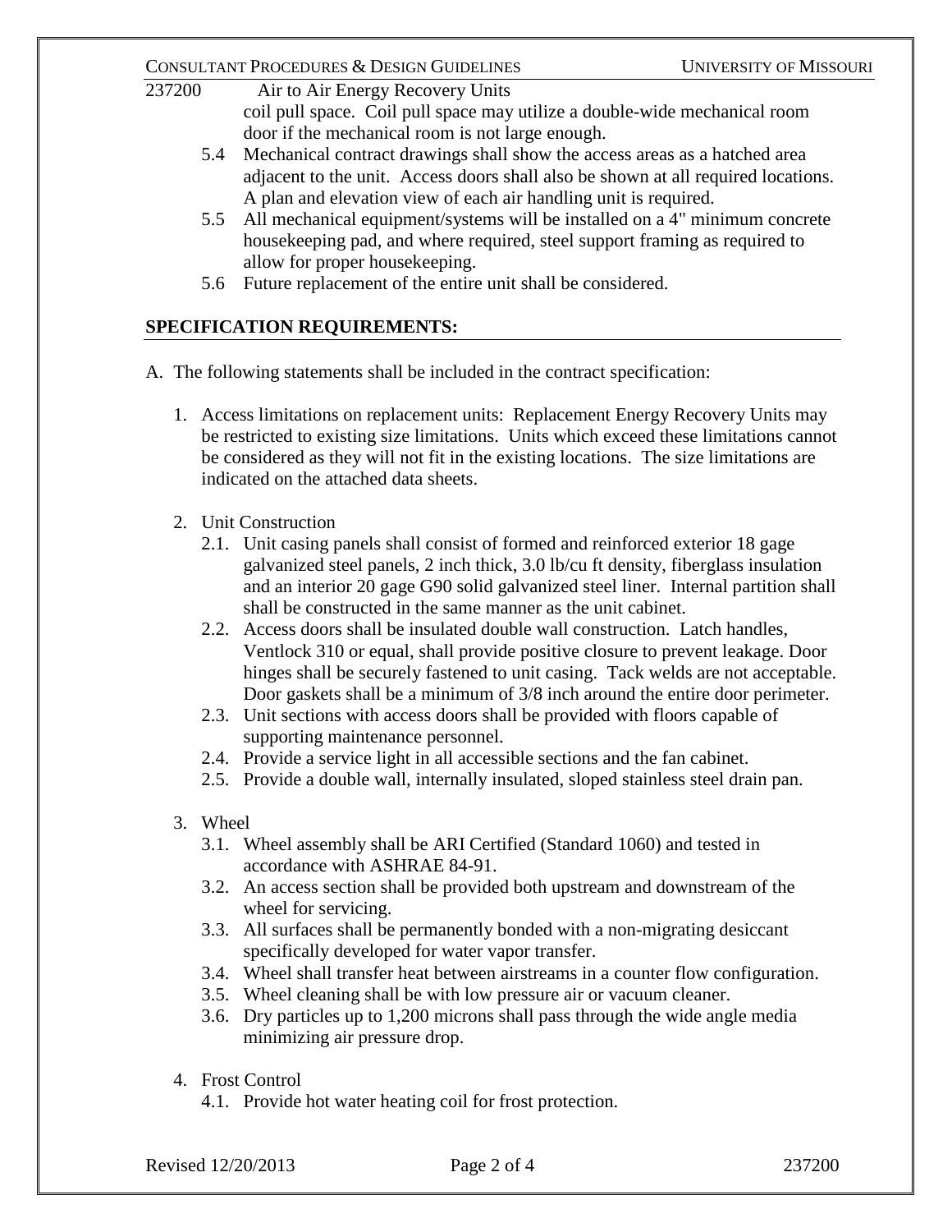coil pull space. Coil pull space may utilize a double-wide mechanical room door if the mechanical room is not large enough.

5.4 Mechanical contract drawings shall show the access areas as a hatched area adjacent to the unit. Access doors shall also be shown at all required locations. A plan and elevation view of each air handling unit is required.

5.5 All mechanical equipment/systems will be installed on a 4" minimum concrete housekeeping pad, and where required, steel support framing as required to allow for proper housekeeping.

5.6 Future replacement of the entire unit shall be considered.

## SPECIFICATION REQUIREMENTS:

A. The following statements shall be included in the contract specification:

1. Access limitations on replacement units: Replacement Energy Recovery Units may be restricted to existing size limitations. Units which exceed these limitations cannot be considered as they will not fit in the existing locations. The size limitations are indicated on the attached data sheets.

2. Unit Construction
   - 2.1. Unit casing panels shall consist of formed and reinforced exterior 18 gage galvanized steel panels, 2 inch thick, 3.0 lb/cu ft density, fiberglass insulation and an interior 20 gage G90 solid galvanized steel liner. Internal partition shall shall be constructed in the same manner as the unit cabinet.
   - 2.2. Access doors shall be insulated double wall construction. Latch handles, Ventlock 310 or equal, shall provide positive closure to prevent leakage. Door hinges shall be securely fastened to unit casing. Tack welds are not acceptable. Door gaskets shall be a minimum of 3/8 inch around the entire door perimeter.
   - 2.3. Unit sections with access doors shall be provided with floors capable of supporting maintenance personnel.
   - 2.4. Provide a service light in all accessible sections and the fan cabinet.
   - 2.5. Provide a double wall, internally insulated, sloped stainless steel drain pan.

3. Wheel
   - 3.1. Wheel assembly shall be ARI Certified (Standard 1060) and tested in accordance with ASHRAE 84-91.
   - 3.2. An access section shall be provided both upstream and downstream of the wheel for servicing.
   - 3.3. All surfaces shall be permanently bonded with a non-migrating desiccant specifically developed for water vapor transfer.
   - 3.4. Wheel shall transfer heat between airstreams in a counter flow configuration.
   - 3.5. Wheel cleaning shall be with low pressure air or vacuum cleaner.
   - 3.6. Dry particles up to 1,200 microns shall pass through the wide angle media minimizing air pressure drop.

4. Frost Control
   - 4.1. Provide hot water heating coil for frost protection.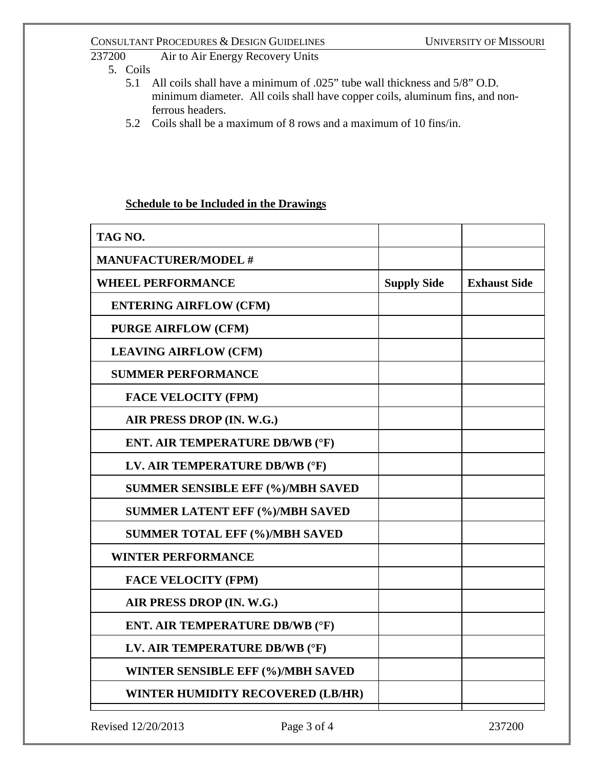5. Coils
   - 5.1 All coils shall have a minimum of .025" tube wall thickness and 5/8" O.D. minimum diameter. All coils shall have copper coils, aluminum fins, and non-ferrous headers.
   - 5.2 Coils shall be a maximum of 8 rows and a maximum of 10 fins/in.

**Schedule to be Included in the Drawings**

| **TAG NO.** | | |
|---|---|---|
| **MANUFACTURER/MODEL #** | | |
| **WHEEL PERFORMANCE** | **Supply Side** | **Exhaust Side** |
| **ENTERING AIRFLOW (CFM)** | | |
| **PURGE AIRFLOW (CFM)** | | |
| **LEAVING AIRFLOW (CFM)** | | |
| **SUMMER PERFORMANCE** | | |
| **FACE VELOCITY (FPM)** | | |
| **AIR PRESS DROP (IN. W.G.)** | | |
| **ENT. AIR TEMPERATURE DB/WB (°F)** | | |
| **LV. AIR TEMPERATURE DB/WB (°F)** | | |
| **SUMMER SENSIBLE EFF (%)/MBH SAVED** | | |
| **SUMMER LATENT EFF (%)/MBH SAVED** | | |
| **SUMMER TOTAL EFF (%)/MBH SAVED** | | |
| **WINTER PERFORMANCE** | | |
| **FACE VELOCITY (FPM)** | | |
| **AIR PRESS DROP (IN. W.G.)** | | |
| **ENT. AIR TEMPERATURE DB/WB (°F)** | | |
| **LV. AIR TEMPERATURE DB/WB (°F)** | | |
| **WINTER SENSIBLE EFF (%)/MBH SAVED** | | |
| **WINTER HUMIDITY RECOVERED (LB/HR)** | | |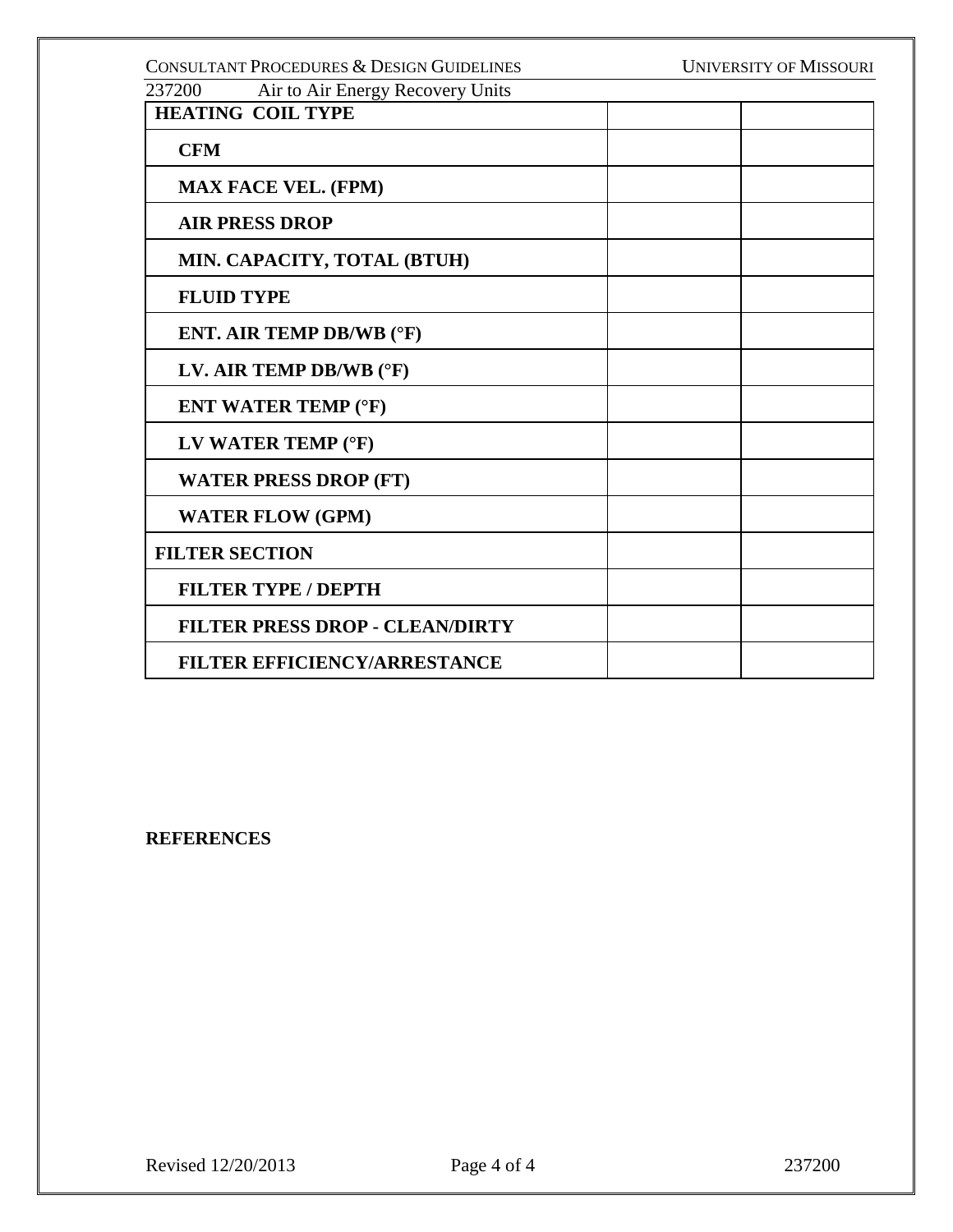| **HEATING COIL TYPE** | | |
|---|---|---|
| **CFM** | | |
| **MAX FACE VEL. (FPM)** | | |
| **AIR PRESS DROP** | | |
| **MIN. CAPACITY, TOTAL (BTUH)** | | |
| **FLUID TYPE** | | |
| **ENT. AIR TEMP DB/WB (°F)** | | |
| **LV. AIR TEMP DB/WB (°F)** | | |
| **ENT WATER TEMP (°F)** | | |
| **LV WATER TEMP (°F)** | | |
| **WATER PRESS DROP (FT)** | | |
| **WATER FLOW (GPM)** | | |
| **FILTER SECTION** | | |
| **FILTER TYPE / DEPTH** | | |
| **FILTER PRESS DROP - CLEAN/DIRTY** | | |
| **FILTER EFFICIENCY/ARRESTANCE** | | |

**REFERENCES**